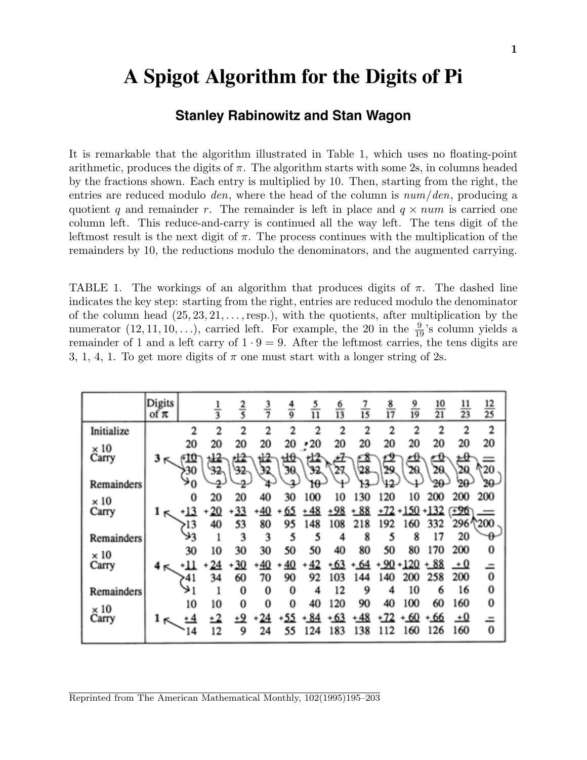# A Spigot Algorithm for the Digits of Pi

### Stanley Rabinowitz and Stan Wagon

It is remarkable that the algorithm illustrated in Table 1, which uses no floating-point arithmetic, produces the digits of $\pi$. The algorithm starts with some 2s, in columns headed by the fractions shown. Each entry is multiplied by 10. Then, starting from the right, the entries are reduced modulo *den*, where the head of the column is *num*/*den*, producing a quotient $q$ and remainder $r$. The remainder is left in place and $q \times num$ is carried one column left. This reduce-and-carry is continued all the way left. The tens digit of the leftmost result is the next digit of $\pi$. The process continues with the multiplication of the remainders by 10, the reductions modulo the denominators, and the augmented carrying.

TABLE 1. The workings of an algorithm that produces digits of $\pi$. The dashed line indicates the key step: starting from the right, entries are reduced modulo the denominator of the column head $(25, 23, 21, \ldots, \text{resp.})$, with the quotients, after multiplication by the numerator $(12, 11, 10, \ldots)$, carried left. For example, the 20 in the $\frac{9}{19}$'s column yields a remainder of 1 and a left carry of $1 \cdot 9 = 9$. After the leftmost carries, the tens digits are 3, 1, 4, 1. To get more digits of $\pi$ one must start with a longer string of 2s.

| | Digits of $\pi$ | | $\frac{1}{3}$ | $\frac{2}{5}$ | $\frac{3}{7}$ | $\frac{4}{9}$ | $\frac{5}{11}$ | $\frac{6}{13}$ | $\frac{7}{15}$ | $\frac{8}{17}$ | $\frac{9}{19}$ | $\frac{10}{21}$ | $\frac{11}{23}$ | $\frac{12}{25}$ |
|---|---|---|---|---|---|---|---|---|---|---|---|---|---|---|
| Initialize | | 2 | 2 | 2 | 2 | 2 | 2 | 2 | 2 | 2 | 2 | 2 | 2 | 2 |
| × 10 | | 20 | 20 | 20 | 20 | 20 | 20 | 20 | 20 | 20 | 20 | 20 | 20 | 20 |
| Carry | 3 | +10 | +12 | +12 | +12 | +10 | +12 | +7 | +8 | +9 | +0 | +0 | +0 | — |
| | | 30 | 32 | 32 | 32 | 30 | 32 | 27 | 28 | 29 | 20 | 20 | 20 | 20 |
| Remainders | | 0 | 2 | 2 | 4 | 3 | 10 | 1 | 13 | 12 | 1 | 20 | 20 | 20 |
| × 10 | | 0 | 20 | 20 | 40 | 30 | 100 | 10 | 130 | 120 | 10 | 200 | 200 | 200 |
| Carry | 1 | +13 | +20 | +33 | +40 | +65 | +48 | +98 | +88 | +72 | +150 | +132 | +96 | — |
| | | 13 | 40 | 53 | 80 | 95 | 148 | 108 | 218 | 192 | 160 | 332 | 296 | 200 |
| Remainders | | 3 | 1 | 3 | 3 | 5 | 5 | 4 | 8 | 5 | 8 | 17 | 20 | 0 |
| × 10 | | 30 | 10 | 30 | 30 | 50 | 50 | 40 | 80 | 50 | 80 | 170 | 200 | 0 |
| Carry | 4 | +11 | +24 | +30 | +40 | +40 | +42 | +63 | +64 | +90 | +120 | +88 | +0 | — |
| | | 41 | 34 | 60 | 70 | 90 | 92 | 103 | 144 | 140 | 200 | 258 | 200 | 0 |
| Remainders | | 1 | 1 | 0 | 0 | 0 | 4 | 12 | 9 | 4 | 10 | 6 | 16 | 0 |
| × 10 | | 10 | 10 | 0 | 0 | 0 | 40 | 120 | 90 | 40 | 100 | 60 | 160 | 0 |
| Carry | 1 | +4 | +2 | +9 | +24 | +55 | +84 | +63 | +48 | +72 | +60 | +66 | +0 | — |
| | | 14 | 12 | 9 | 24 | 55 | 124 | 183 | 138 | 112 | 160 | 126 | 160 | 0 |

Reprinted from The American Mathematical Monthly, 102(1995)195–203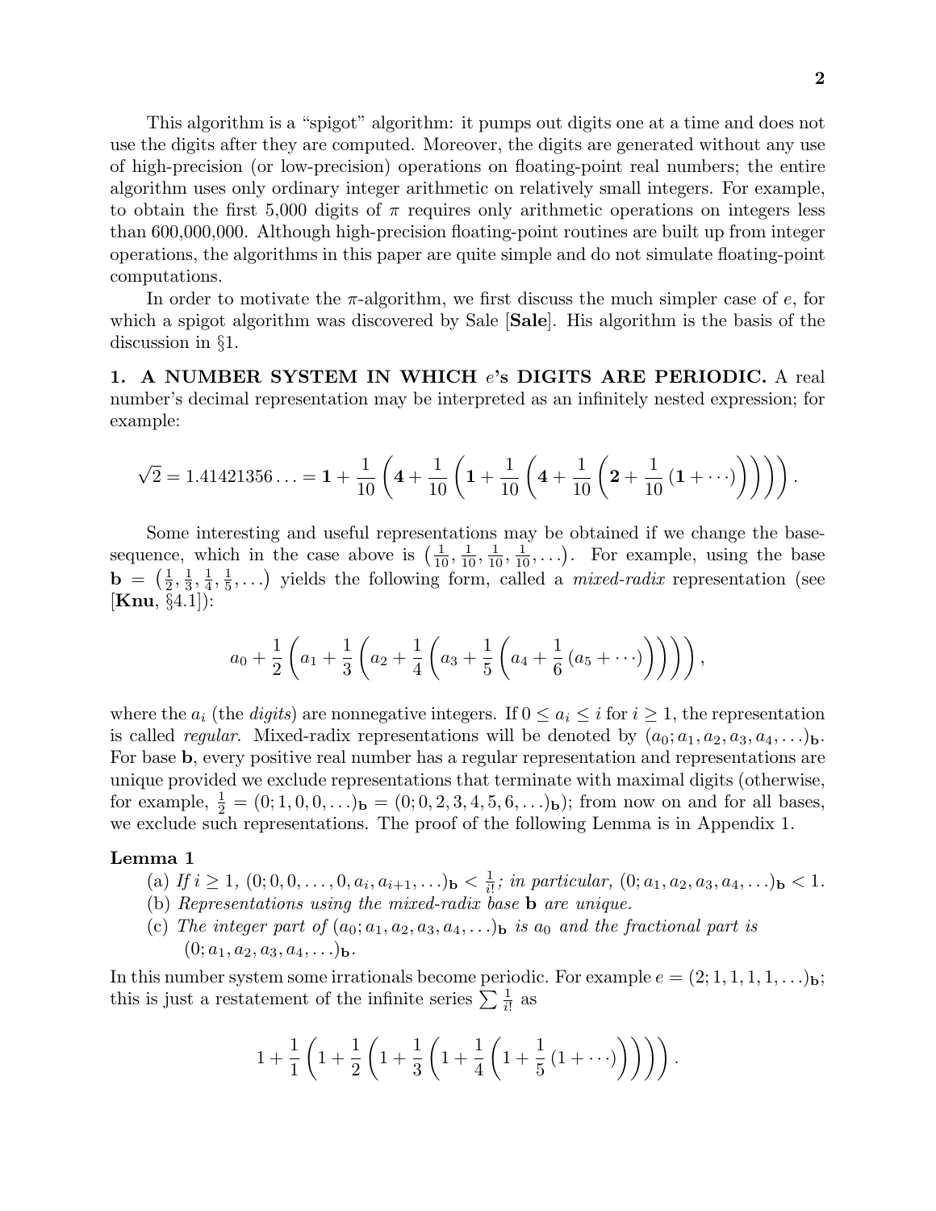This algorithm is a "spigot" algorithm: it pumps out digits one at a time and does not use the digits after they are computed. Moreover, the digits are generated without any use of high-precision (or low-precision) operations on floating-point real numbers; the entire algorithm uses only ordinary integer arithmetic on relatively small integers. For example, to obtain the first 5,000 digits of $\pi$ requires only arithmetic operations on integers less than 600,000,000. Although high-precision floating-point routines are built up from integer operations, the algorithms in this paper are quite simple and do not simulate floating-point computations.

In order to motivate the $\pi$-algorithm, we first discuss the much simpler case of $e$, for which a spigot algorithm was discovered by Sale [**Sale**]. His algorithm is the basis of the discussion in §1.

**1. A NUMBER SYSTEM IN WHICH $e$'s DIGITS ARE PERIODIC.** A real number's decimal representation may be interpreted as an infinitely nested expression; for example:

$$\sqrt{2} = 1.41421356\ldots = \mathbf{1} + \frac{1}{10}\left(\mathbf{4} + \frac{1}{10}\left(\mathbf{1} + \frac{1}{10}\left(\mathbf{4} + \frac{1}{10}\left(\mathbf{2} + \frac{1}{10}\left(\mathbf{1} + \cdots\right)\right)\right)\right)\right).$$

Some interesting and useful representations may be obtained if we change the base-sequence, which in the case above is $\left(\frac{1}{10}, \frac{1}{10}, \frac{1}{10}, \frac{1}{10}, \ldots\right)$. For example, using the base $\mathbf{b} = \left(\frac{1}{2}, \frac{1}{3}, \frac{1}{4}, \frac{1}{5}, \ldots\right)$ yields the following form, called a *mixed-radix* representation (see [**Knu**, §4.1]):

$$a_0 + \frac{1}{2}\left(a_1 + \frac{1}{3}\left(a_2 + \frac{1}{4}\left(a_3 + \frac{1}{5}\left(a_4 + \frac{1}{6}\left(a_5 + \cdots\right)\right)\right)\right)\right),$$

where the $a_i$ (the *digits*) are nonnegative integers. If $0 \le a_i \le i$ for $i \ge 1$, the representation is called *regular*. Mixed-radix representations will be denoted by $(a_0; a_1, a_2, a_3, a_4, \ldots)_\mathbf{b}$. For base $\mathbf{b}$, every positive real number has a regular representation and representations are unique provided we exclude representations that terminate with maximal digits (otherwise, for example, $\frac{1}{2} = (0; 1, 0, 0, \ldots)_\mathbf{b} = (0; 0, 2, 3, 4, 5, 6, \ldots)_\mathbf{b}$); from now on and for all bases, we exclude such representations. The proof of the following Lemma is in Appendix 1.

**Lemma 1**

(a) *If $i \ge 1$, $(0; 0, 0, \ldots, 0, a_i, a_{i+1}, \ldots)_\mathbf{b} < \frac{1}{i!}$; in particular, $(0; a_1, a_2, a_3, a_4, \ldots)_\mathbf{b} < 1$.*

(b) *Representations using the mixed-radix base $\mathbf{b}$ are unique.*

(c) *The integer part of $(a_0; a_1, a_2, a_3, a_4, \ldots)_\mathbf{b}$ is $a_0$ and the fractional part is $(0; a_1, a_2, a_3, a_4, \ldots)_\mathbf{b}$.*

In this number system some irrationals become periodic. For example $e = (2; 1, 1, 1, 1, \ldots)_\mathbf{b}$; this is just a restatement of the infinite series $\sum \frac{1}{i!}$ as

$$1 + \frac{1}{1}\left(1 + \frac{1}{2}\left(1 + \frac{1}{3}\left(1 + \frac{1}{4}\left(1 + \frac{1}{5}\left(1 + \cdots\right)\right)\right)\right)\right).$$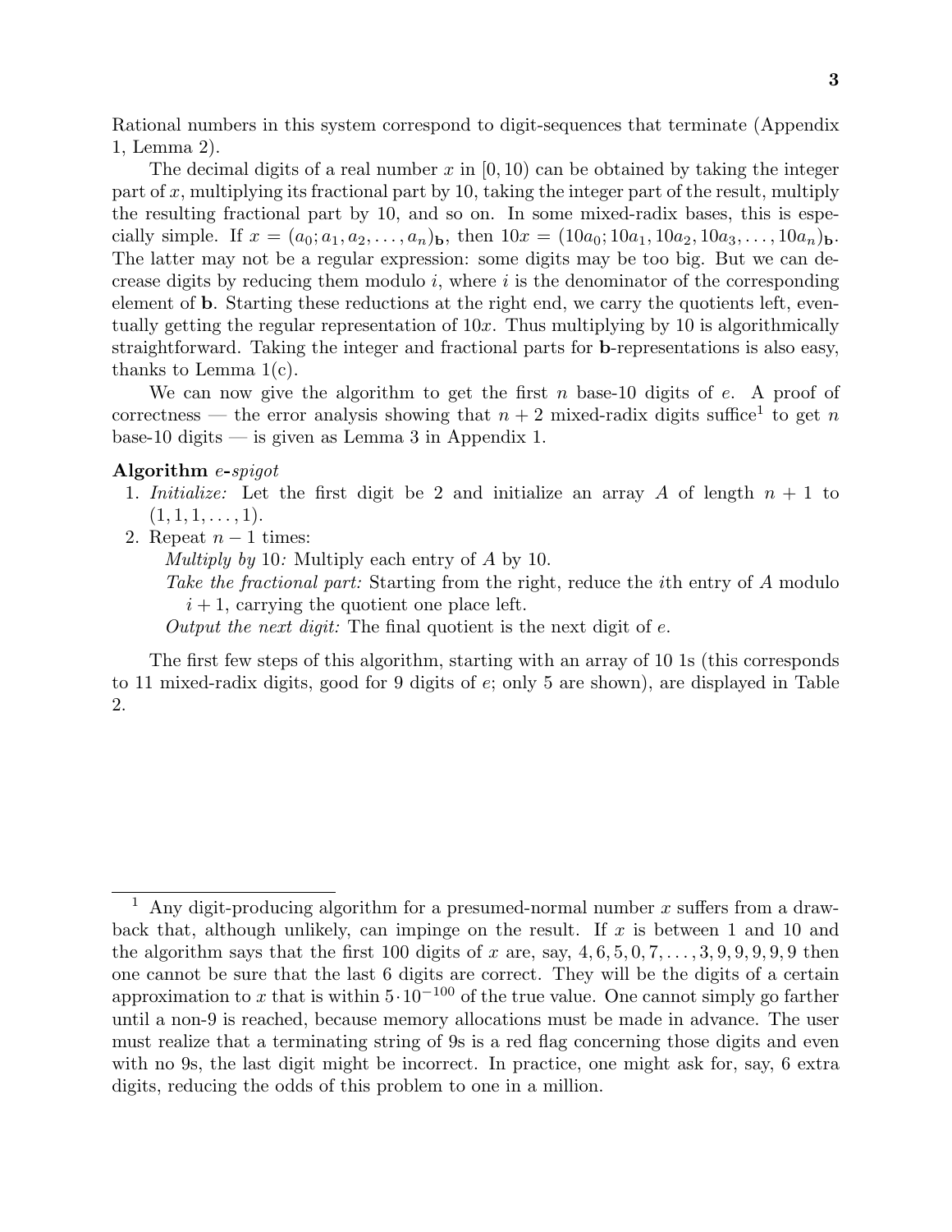Rational numbers in this system correspond to digit-sequences that terminate (Appendix 1, Lemma 2).

The decimal digits of a real number $x$ in $[0, 10)$ can be obtained by taking the integer part of $x$, multiplying its fractional part by 10, taking the integer part of the result, multiply the resulting fractional part by 10, and so on. In some mixed-radix bases, this is especially simple. If $x = (a_0; a_1, a_2, \ldots, a_n)_{\mathbf{b}}$, then $10x = (10a_0; 10a_1, 10a_2, 10a_3, \ldots, 10a_n)_{\mathbf{b}}$. The latter may not be a regular expression: some digits may be too big. But we can decrease digits by reducing them modulo $i$, where $i$ is the denominator of the corresponding element of $\mathbf{b}$. Starting these reductions at the right end, we carry the quotients left, eventually getting the regular representation of $10x$. Thus multiplying by 10 is algorithmically straightforward. Taking the integer and fractional parts for $\mathbf{b}$-representations is also easy, thanks to Lemma 1(c).

We can now give the algorithm to get the first $n$ base-10 digits of $e$. A proof of correctness — the error analysis showing that $n + 2$ mixed-radix digits suffice[1] to get $n$ base-10 digits — is given as Lemma 3 in Appendix 1.

**Algorithm** *e-spigot*

1. *Initialize:* Let the first digit be 2 and initialize an array $A$ of length $n + 1$ to $(1, 1, 1, \ldots, 1)$.
2. Repeat $n - 1$ times:
   - *Multiply by* 10*:* Multiply each entry of $A$ by 10.
   - *Take the fractional part:* Starting from the right, reduce the $i$th entry of $A$ modulo $i + 1$, carrying the quotient one place left.
   - *Output the next digit:* The final quotient is the next digit of $e$.

The first few steps of this algorithm, starting with an array of 10 1s (this corresponds to 11 mixed-radix digits, good for 9 digits of $e$; only 5 are shown), are displayed in Table 2.

---

[1] Any digit-producing algorithm for a presumed-normal number $x$ suffers from a drawback that, although unlikely, can impinge on the result. If $x$ is between 1 and 10 and the algorithm says that the first 100 digits of $x$ are, say, $4, 6, 5, 0, 7, \ldots, 3, 9, 9, 9, 9, 9$ then one cannot be sure that the last 6 digits are correct. They will be the digits of a certain approximation to $x$ that is within $5 \cdot 10^{-100}$ of the true value. One cannot simply go farther until a non-9 is reached, because memory allocations must be made in advance. The user must realize that a terminating string of 9s is a red flag concerning those digits and even with no 9s, the last digit might be incorrect. In practice, one might ask for, say, 6 extra digits, reducing the odds of this problem to one in a million.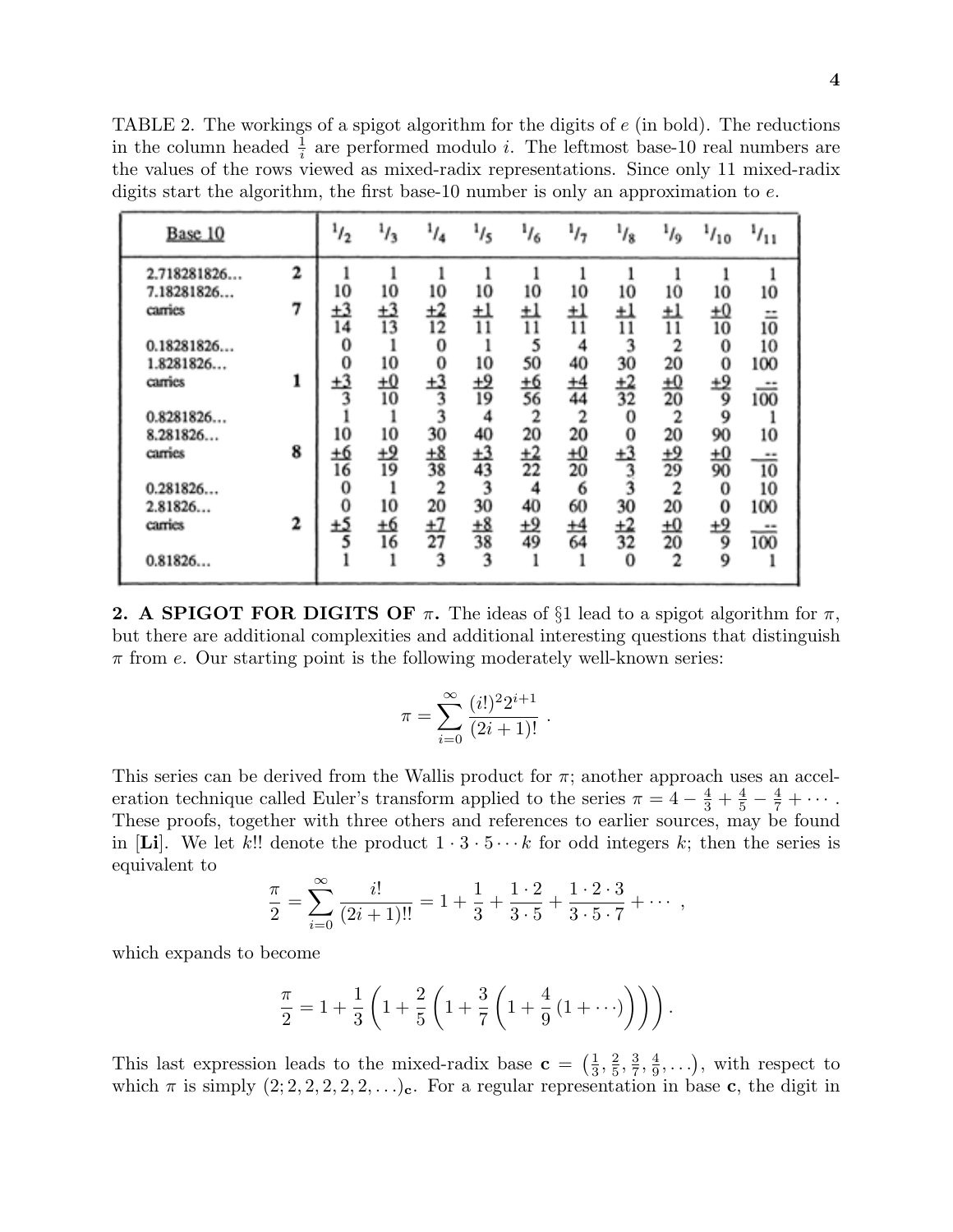TABLE 2. The workings of a spigot algorithm for the digits of $e$ (in bold). The reductions in the column headed $\frac{1}{i}$ are performed modulo $i$. The leftmost base-10 real numbers are the values of the rows viewed as mixed-radix representations. Since only 11 mixed-radix digits start the algorithm, the first base-10 number is only an approximation to $e$.

| Base 10 | | 1/2 | 1/3 | 1/4 | 1/5 | 1/6 | 1/7 | 1/8 | 1/9 | 1/10 | 1/11 |
|---|---|---|---|---|---|---|---|---|---|---|---|
| 2.718281826... | **2** | 1 | 1 | 1 | 1 | 1 | 1 | 1 | 1 | 1 | 1 |
| 7.18281826... | | 10 | 10 | 10 | 10 | 10 | 10 | 10 | 10 | 10 | 10 |
| carries | **7** | +3 | +3 | +2 | +1 | +1 | +1 | +1 | +1 | +0 | -- |
| | | 14 | 13 | 12 | 11 | 11 | 11 | 11 | 11 | 10 | 10 |
| 0.18281826... | | 0 | 1 | 0 | 1 | 5 | 4 | 3 | 2 | 0 | 10 |
| 1.8281826... | | 0 | 10 | 0 | 10 | 50 | 40 | 30 | 20 | 0 | 100 |
| carries | **1** | +3 | +0 | +3 | +9 | +6 | +4 | +2 | +0 | +9 | -- |
| | | 3 | 10 | 3 | 19 | 56 | 44 | 32 | 20 | 9 | 100 |
| 0.8281826... | | 1 | 1 | 3 | 4 | 2 | 2 | 0 | 2 | 9 | 1 |
| 8.281826... | | 10 | 10 | 30 | 40 | 20 | 20 | 0 | 20 | 90 | 10 |
| carries | **8** | +6 | +9 | +8 | +3 | +2 | +0 | +3 | +9 | +0 | -- |
| | | 16 | 19 | 38 | 43 | 22 | 20 | 3 | 29 | 90 | 10 |
| 0.281826... | | 0 | 1 | 2 | 3 | 4 | 6 | 3 | 2 | 0 | 10 |
| 2.81826... | | 0 | 10 | 20 | 30 | 40 | 60 | 30 | 20 | 0 | 100 |
| carries | **2** | +5 | +6 | +7 | +8 | +9 | +4 | +2 | +0 | +9 | -- |
| | | 5 | 16 | 27 | 38 | 49 | 64 | 32 | 20 | 9 | 100 |
| 0.81826... | | 1 | 1 | 3 | 3 | 1 | 1 | 0 | 2 | 9 | 1 |

**2. A SPIGOT FOR DIGITS OF $\pi$.** The ideas of §1 lead to a spigot algorithm for $\pi$, but there are additional complexities and additional interesting questions that distinguish $\pi$ from $e$. Our starting point is the following moderately well-known series:

$$\pi = \sum_{i=0}^{\infty} \frac{(i!)^2 2^{i+1}}{(2i+1)!} .$$

This series can be derived from the Wallis product for $\pi$; another approach uses an acceleration technique called Euler's transform applied to the series $\pi = 4 - \frac{4}{3} + \frac{4}{5} - \frac{4}{7} + \cdots$. These proofs, together with three others and references to earlier sources, may be found in [**Li**]. We let $k!!$ denote the product $1 \cdot 3 \cdot 5 \cdots k$ for odd integers $k$; then the series is equivalent to

$$\frac{\pi}{2} = \sum_{i=0}^{\infty} \frac{i!}{(2i+1)!!} = 1 + \frac{1}{3} + \frac{1 \cdot 2}{3 \cdot 5} + \frac{1 \cdot 2 \cdot 3}{3 \cdot 5 \cdot 7} + \cdots ,$$

which expands to become

$$\frac{\pi}{2} = 1 + \frac{1}{3}\left(1 + \frac{2}{5}\left(1 + \frac{3}{7}\left(1 + \frac{4}{9}\left(1 + \cdots\right)\right)\right)\right).$$

This last expression leads to the mixed-radix base $\mathbf{c} = \left(\frac{1}{3}, \frac{2}{5}, \frac{3}{7}, \frac{4}{9}, \ldots\right)$, with respect to which $\pi$ is simply $(2; 2, 2, 2, 2, 2, \ldots)_{\mathbf{c}}$. For a regular representation in base $\mathbf{c}$, the digit in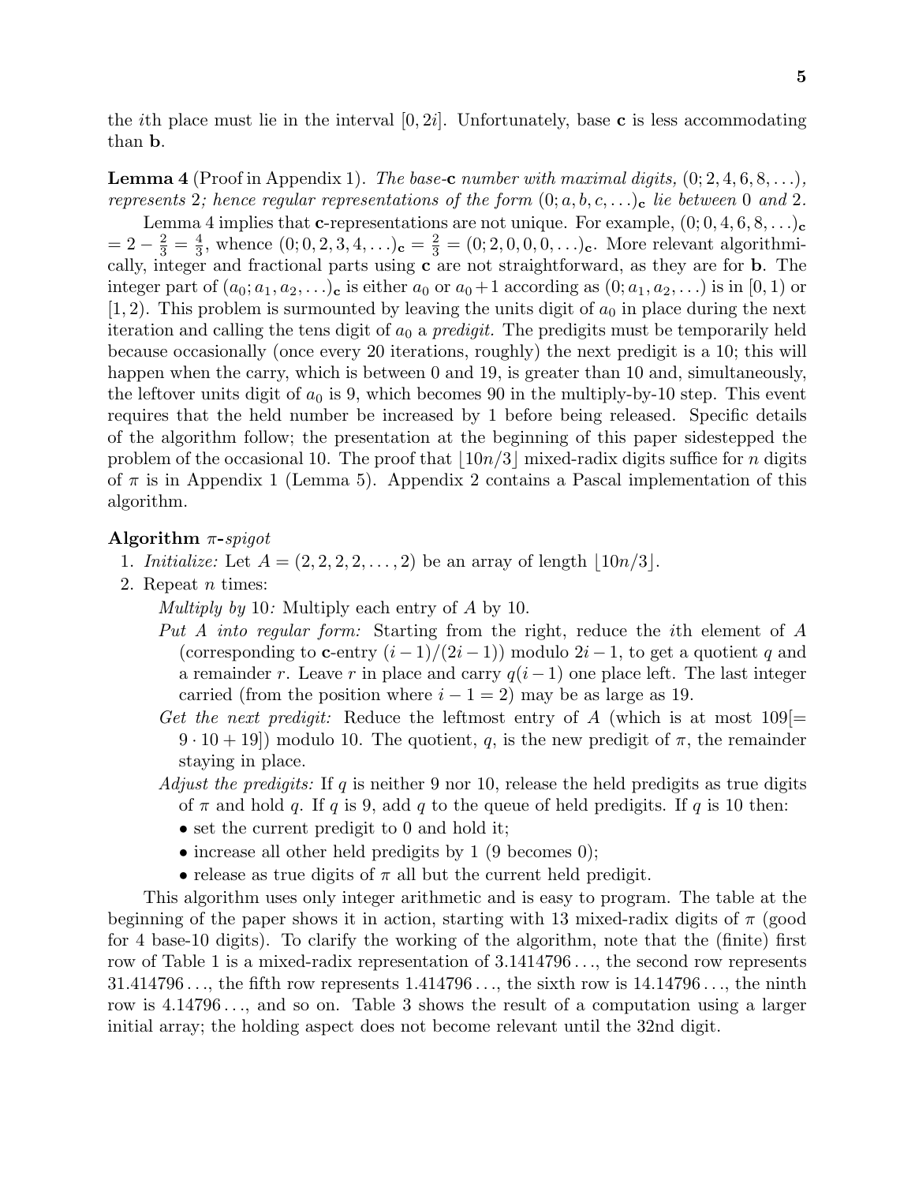the $i$th place must lie in the interval $[0, 2i]$. Unfortunately, base $\mathbf{c}$ is less accommodating than $\mathbf{b}$.

**Lemma 4** (Proof in Appendix 1). *The base-$\mathbf{c}$ number with maximal digits, $(0; 2, 4, 6, 8, \ldots)$, represents 2; hence regular representations of the form $(0; a, b, c, \ldots)_\mathbf{c}$ lie between 0 and 2.*

Lemma 4 implies that $\mathbf{c}$-representations are not unique. For example, $(0; 0, 4, 6, 8, \ldots)_\mathbf{c} = 2 - \frac{2}{3} = \frac{4}{3}$, whence $(0; 0, 2, 3, 4, \ldots)_\mathbf{c} = \frac{2}{3} = (0; 2, 0, 0, 0, \ldots)_\mathbf{c}$. More relevant algorithmically, integer and fractional parts using $\mathbf{c}$ are not straightforward, as they are for $\mathbf{b}$. The integer part of $(a_0; a_1, a_2, \ldots)_\mathbf{c}$ is either $a_0$ or $a_0 + 1$ according as $(0; a_1, a_2, \ldots)$ is in $[0, 1)$ or $[1, 2)$. This problem is surmounted by leaving the units digit of $a_0$ in place during the next iteration and calling the tens digit of $a_0$ a *predigit.* The predigits must be temporarily held because occasionally (once every 20 iterations, roughly) the next predigit is a 10; this will happen when the carry, which is between 0 and 19, is greater than 10 and, simultaneously, the leftover units digit of $a_0$ is 9, which becomes 90 in the multiply-by-10 step. This event requires that the held number be increased by 1 before being released. Specific details of the algorithm follow; the presentation at the beginning of this paper sidestepped the problem of the occasional 10. The proof that $\lfloor 10n/3 \rfloor$ mixed-radix digits suffice for $n$ digits of $\pi$ is in Appendix 1 (Lemma 5). Appendix 2 contains a Pascal implementation of this algorithm.

**Algorithm** ***π*-*spigot***

1. *Initialize:* Let $A = (2, 2, 2, 2, \ldots, 2)$ be an array of length $\lfloor 10n/3 \rfloor$.
2. Repeat $n$ times:

   *Multiply by* 10*:* Multiply each entry of $A$ by 10.

   *Put A into regular form:* Starting from the right, reduce the $i$th element of $A$ (corresponding to $\mathbf{c}$-entry $(i-1)/(2i-1)$) modulo $2i-1$, to get a quotient $q$ and a remainder $r$. Leave $r$ in place and carry $q(i-1)$ one place left. The last integer carried (from the position where $i - 1 = 2$) may be as large as 19.

   *Get the next predigit:* Reduce the leftmost entry of $A$ (which is at most $109[= 9 \cdot 10 + 19]$) modulo 10. The quotient, $q$, is the new predigit of $\pi$, the remainder staying in place.

   *Adjust the predigits:* If $q$ is neither 9 nor 10, release the held predigits as true digits of $\pi$ and hold $q$. If $q$ is 9, add $q$ to the queue of held predigits. If $q$ is 10 then:
   - set the current predigit to 0 and hold it;
   - increase all other held predigits by 1 (9 becomes 0);
   - release as true digits of $\pi$ all but the current held predigit.

This algorithm uses only integer arithmetic and is easy to program. The table at the beginning of the paper shows it in action, starting with 13 mixed-radix digits of $\pi$ (good for 4 base-10 digits). To clarify the working of the algorithm, note that the (finite) first row of Table 1 is a mixed-radix representation of $3.1414796\ldots$, the second row represents $31.414796\ldots$, the fifth row represents $1.414796\ldots$, the sixth row is $14.14796\ldots$, the ninth row is $4.14796\ldots$, and so on. Table 3 shows the result of a computation using a larger initial array; the holding aspect does not become relevant until the 32nd digit.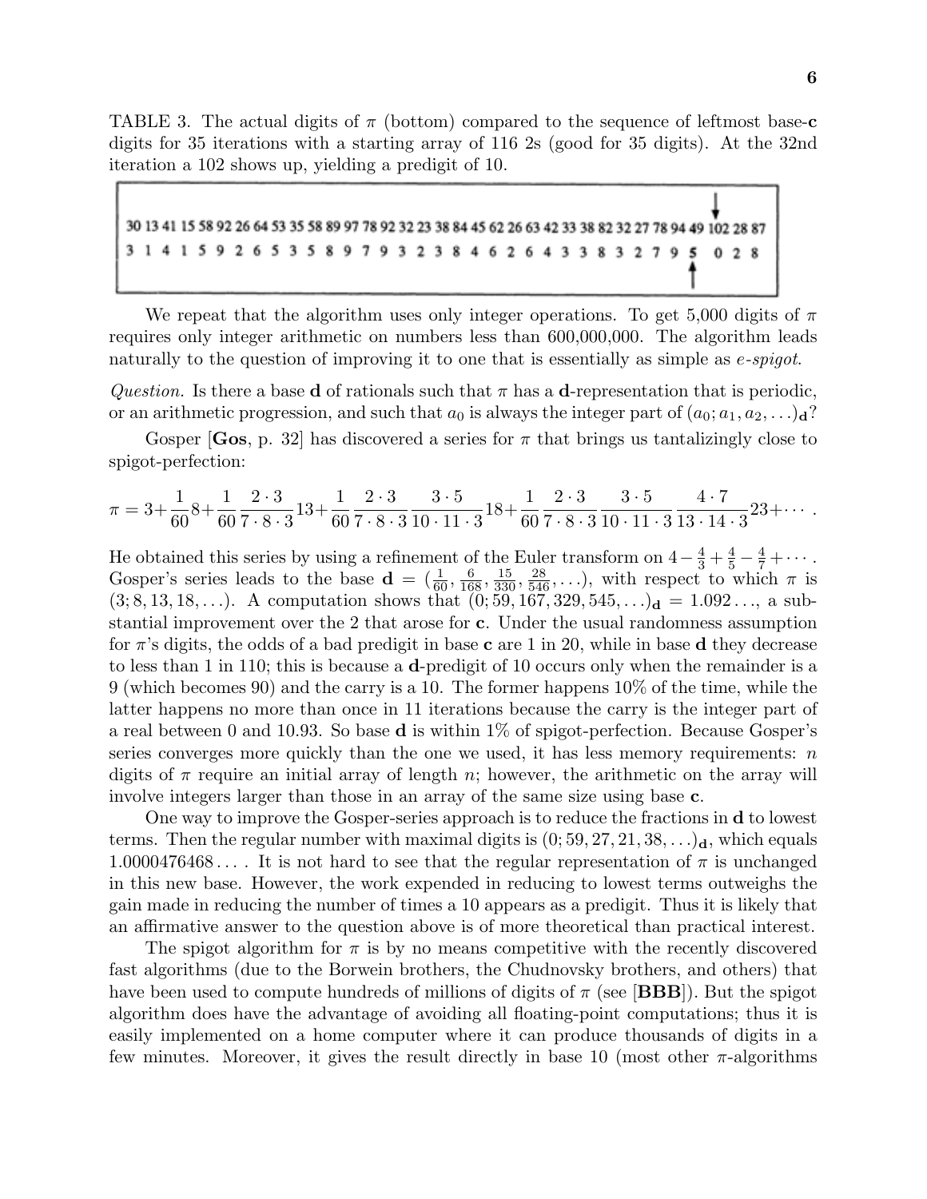TABLE 3. The actual digits of $\pi$ (bottom) compared to the sequence of leftmost base-**c** digits for 35 iterations with a starting array of 116 2s (good for 35 digits). At the 32nd iteration a 102 shows up, yielding a predigit of 10.

```
                                                                                                  ↓
30 13 41 15 58 92 26 64 53 35 58 89 97 78 92 32 23 38 84 45 62 26 63 42 33 38 82 32 27 78 94 49 102 28 87
3  1  4  1  5  9  2  6  5  3  5  8  9  7  9  3  2  3  8  4  6  2  6  4  3  3  8  3  2  7  9  5      0  2  8
                                                                                               ↑
```

We repeat that the algorithm uses only integer operations. To get 5,000 digits of $\pi$ requires only integer arithmetic on numbers less than 600,000,000. The algorithm leads naturally to the question of improving it to one that is essentially as simple as *e-spigot*.

*Question.* Is there a base $\mathbf{d}$ of rationals such that $\pi$ has a $\mathbf{d}$-representation that is periodic, or an arithmetic progression, and such that $a_0$ is always the integer part of $(a_0; a_1, a_2, \ldots)_{\mathbf{d}}$?

Gosper [**Gos**, p. 32] has discovered a series for $\pi$ that brings us tantalizingly close to spigot-perfection:

$$\pi = 3 + \frac{1}{60}8 + \frac{1}{60}\frac{2\cdot 3}{7\cdot 8\cdot 3}13 + \frac{1}{60}\frac{2\cdot 3}{7\cdot 8\cdot 3}\frac{3\cdot 5}{10\cdot 11\cdot 3}18 + \frac{1}{60}\frac{2\cdot 3}{7\cdot 8\cdot 3}\frac{3\cdot 5}{10\cdot 11\cdot 3}\frac{4\cdot 7}{13\cdot 14\cdot 3}23 + \cdots.$$

He obtained this series by using a refinement of the Euler transform on $4 - \frac{4}{3} + \frac{4}{5} - \frac{4}{7} + \cdots$. Gosper's series leads to the base $\mathbf{d} = (\frac{1}{60}, \frac{6}{168}, \frac{15}{330}, \frac{28}{546}, \ldots)$, with respect to which $\pi$ is $(3; 8, 13, 18, \ldots)$. A computation shows that $(0; 59, 167, 329, 545, \ldots)_{\mathbf{d}} = 1.092\ldots$, a substantial improvement over the 2 that arose for $\mathbf{c}$. Under the usual randomness assumption for $\pi$'s digits, the odds of a bad predigit in base $\mathbf{c}$ are 1 in 20, while in base $\mathbf{d}$ they decrease to less than 1 in 110; this is because a $\mathbf{d}$-predigit of 10 occurs only when the remainder is a 9 (which becomes 90) and the carry is a 10. The former happens 10% of the time, while the latter happens no more than once in 11 iterations because the carry is the integer part of a real between 0 and 10.93. So base $\mathbf{d}$ is within 1% of spigot-perfection. Because Gosper's series converges more quickly than the one we used, it has less memory requirements: $n$ digits of $\pi$ require an initial array of length $n$; however, the arithmetic on the array will involve integers larger than those in an array of the same size using base $\mathbf{c}$.

One way to improve the Gosper-series approach is to reduce the fractions in $\mathbf{d}$ to lowest terms. Then the regular number with maximal digits is $(0; 59, 27, 21, 38, \ldots)_{\mathbf{d}}$, which equals $1.0000476468\ldots$. It is not hard to see that the regular representation of $\pi$ is unchanged in this new base. However, the work expended in reducing to lowest terms outweighs the gain made in reducing the number of times a 10 appears as a predigit. Thus it is likely that an affirmative answer to the question above is of more theoretical than practical interest.

The spigot algorithm for $\pi$ is by no means competitive with the recently discovered fast algorithms (due to the Borwein brothers, the Chudnovsky brothers, and others) that have been used to compute hundreds of millions of digits of $\pi$ (see [**BBB**]). But the spigot algorithm does have the advantage of avoiding all floating-point computations; thus it is easily implemented on a home computer where it can produce thousands of digits in a few minutes. Moreover, it gives the result directly in base 10 (most other $\pi$-algorithms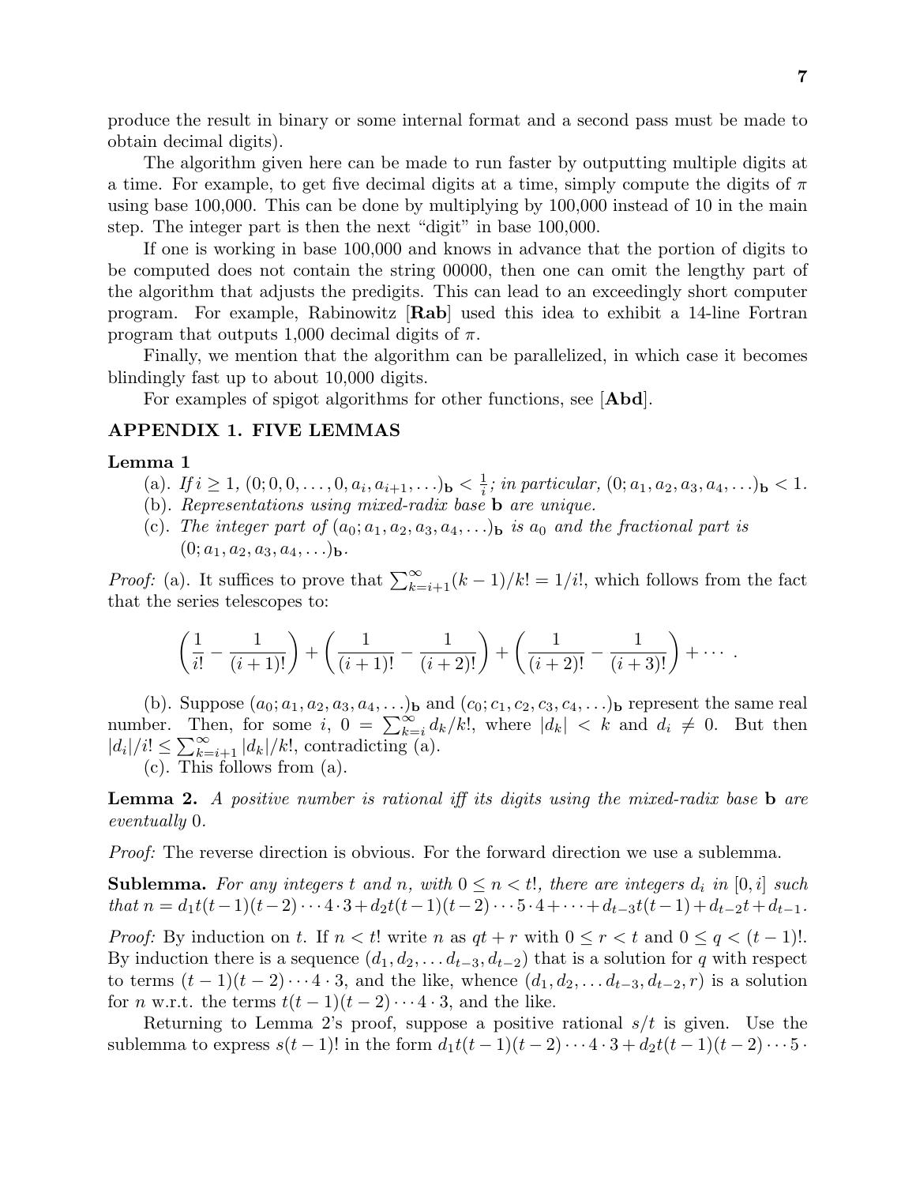produce the result in binary or some internal format and a second pass must be made to obtain decimal digits).

The algorithm given here can be made to run faster by outputting multiple digits at a time. For example, to get five decimal digits at a time, simply compute the digits of $\pi$ using base 100,000. This can be done by multiplying by 100,000 instead of 10 in the main step. The integer part is then the next "digit" in base 100,000.

If one is working in base 100,000 and knows in advance that the portion of digits to be computed does not contain the string 00000, then one can omit the lengthy part of the algorithm that adjusts the predigits. This can lead to an exceedingly short computer program. For example, Rabinowitz [**Rab**] used this idea to exhibit a 14-line Fortran program that outputs 1,000 decimal digits of $\pi$.

Finally, we mention that the algorithm can be parallelized, in which case it becomes blindingly fast up to about 10,000 digits.

For examples of spigot algorithms for other functions, see [**Abd**].

## APPENDIX 1. FIVE LEMMAS

**Lemma 1**

(a). *If* $i \geq 1$, $(0; 0, 0, \ldots, 0, a_i, a_{i+1}, \ldots)_{\mathbf{b}} < \frac{1}{i}$; *in particular,* $(0; a_1, a_2, a_3, a_4, \ldots)_{\mathbf{b}} < 1$.
(b). *Representations using mixed-radix base* $\mathbf{b}$ *are unique.*
(c). *The integer part of* $(a_0; a_1, a_2, a_3, a_4, \ldots)_{\mathbf{b}}$ *is* $a_0$ *and the fractional part is* $(0; a_1, a_2, a_3, a_4, \ldots)_{\mathbf{b}}$.

*Proof:* (a). It suffices to prove that $\sum_{k=i+1}^{\infty}(k-1)/k! = 1/i!$, which follows from the fact that the series telescopes to:

$$\left(\frac{1}{i!} - \frac{1}{(i+1)!}\right) + \left(\frac{1}{(i+1)!} - \frac{1}{(i+2)!}\right) + \left(\frac{1}{(i+2)!} - \frac{1}{(i+3)!}\right) + \cdots .$$

(b). Suppose $(a_0; a_1, a_2, a_3, a_4, \ldots)_{\mathbf{b}}$ and $(c_0; c_1, c_2, c_3, c_4, \ldots)_{\mathbf{b}}$ represent the same real number. Then, for some $i$, $0 = \sum_{k=i}^{\infty} d_k/k!$, where $|d_k| < k$ and $d_i \neq 0$. But then $|d_i|/i! \leq \sum_{k=i+1}^{\infty} |d_k|/k!$, contradicting (a).

(c). This follows from (a).

**Lemma 2.** *A positive number is rational iff its digits using the mixed-radix base* $\mathbf{b}$ *are eventually* 0.

*Proof:* The reverse direction is obvious. For the forward direction we use a sublemma.

**Sublemma.** *For any integers* $t$ *and* $n$, *with* $0 \leq n < t!$, *there are integers* $d_i$ *in* $[0, i]$ *such that* $n = d_1 t(t-1)(t-2)\cdots 4 \cdot 3 + d_2 t(t-1)(t-2)\cdots 5 \cdot 4 + \cdots + d_{t-3} t(t-1) + d_{t-2} t + d_{t-1}$.

*Proof:* By induction on $t$. If $n < t!$ write $n$ as $qt + r$ with $0 \leq r < t$ and $0 \leq q < (t-1)!$. By induction there is a sequence $(d_1, d_2, \ldots d_{t-3}, d_{t-2})$ that is a solution for $q$ with respect to terms $(t-1)(t-2)\cdots 4 \cdot 3$, and the like, whence $(d_1, d_2, \ldots d_{t-3}, d_{t-2}, r)$ is a solution for $n$ w.r.t. the terms $t(t-1)(t-2)\cdots 4 \cdot 3$, and the like.

Returning to Lemma 2's proof, suppose a positive rational $s/t$ is given. Use the sublemma to express $s(t-1)!$ in the form $d_1 t(t-1)(t-2)\cdots 4 \cdot 3 + d_2 t(t-1)(t-2)\cdots 5 \cdot$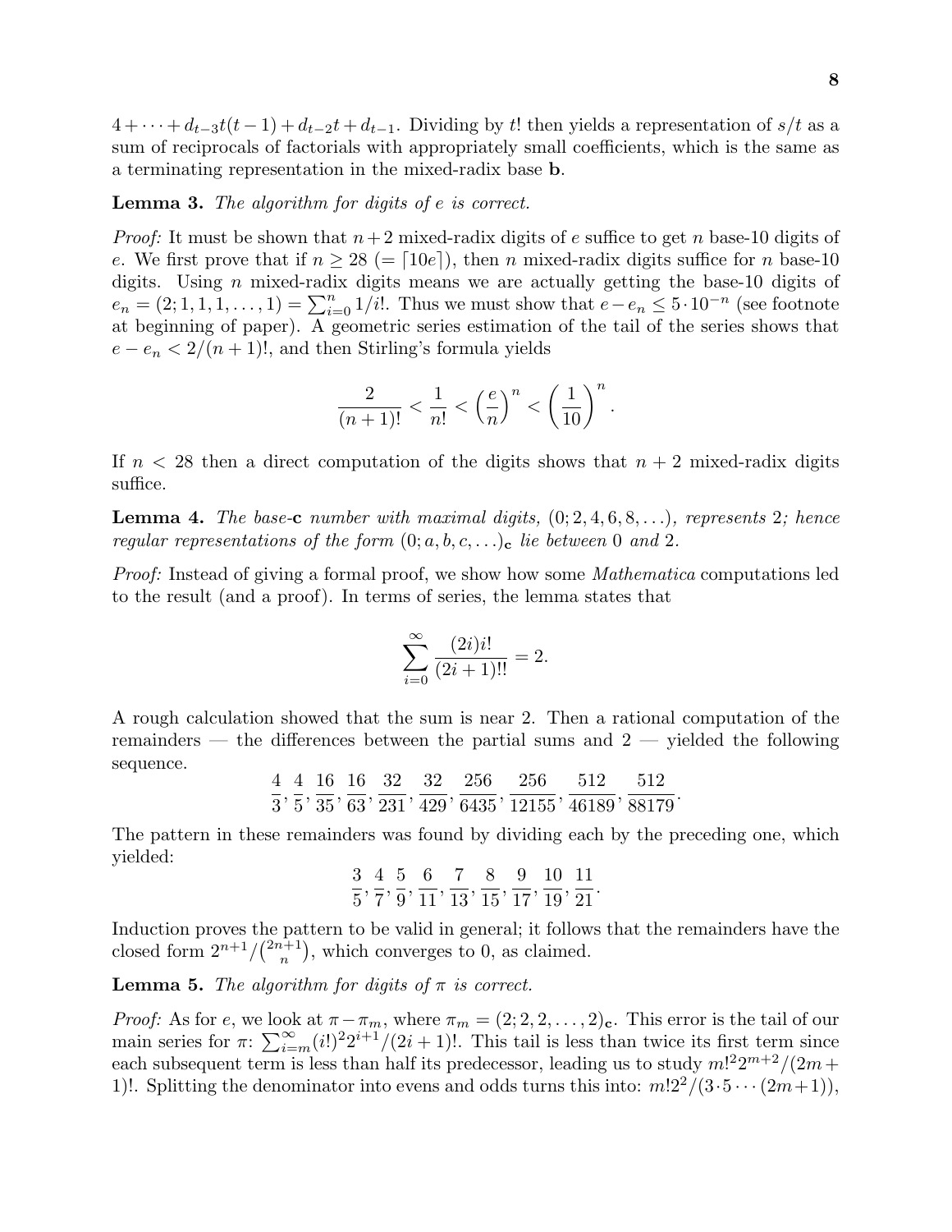$4 + \cdots + d_{t-3}t(t-1) + d_{t-2}t + d_{t-1}$. Dividing by $t!$ then yields a representation of $s/t$ as a sum of reciprocals of factorials with appropriately small coefficients, which is the same as a terminating representation in the mixed-radix base $\mathbf{b}$.

**Lemma 3.** *The algorithm for digits of $e$ is correct.*

*Proof:* It must be shown that $n+2$ mixed-radix digits of $e$ suffice to get $n$ base-10 digits of $e$. We first prove that if $n \geq 28$ ($= \lceil 10e \rceil$), then $n$ mixed-radix digits suffice for $n$ base-10 digits. Using $n$ mixed-radix digits means we are actually getting the base-10 digits of $e_n = (2; 1, 1, 1, \ldots, 1) = \sum_{i=0}^{n} 1/i!$. Thus we must show that $e - e_n \leq 5 \cdot 10^{-n}$ (see footnote at beginning of paper). A geometric series estimation of the tail of the series shows that $e - e_n < 2/(n+1)!$, and then Stirling's formula yields

$$\frac{2}{(n+1)!} < \frac{1}{n!} < \left(\frac{e}{n}\right)^n < \left(\frac{1}{10}\right)^n.$$

If $n < 28$ then a direct computation of the digits shows that $n+2$ mixed-radix digits suffice.

**Lemma 4.** *The base-$\mathbf{c}$ number with maximal digits, $(0; 2, 4, 6, 8, \ldots)$, represents 2; hence regular representations of the form $(0; a, b, c, \ldots)_{\mathbf{c}}$ lie between 0 and 2.*

*Proof:* Instead of giving a formal proof, we show how some *Mathematica* computations led to the result (and a proof). In terms of series, the lemma states that

$$\sum_{i=0}^{\infty} \frac{(2i)i!}{(2i+1)!!} = 2.$$

A rough calculation showed that the sum is near 2. Then a rational computation of the remainders — the differences between the partial sums and 2 — yielded the following sequence.

$$\frac{4}{3}, \frac{4}{5}, \frac{16}{35}, \frac{16}{63}, \frac{32}{231}, \frac{32}{429}, \frac{256}{6435}, \frac{256}{12155}, \frac{512}{46189}, \frac{512}{88179}.$$

The pattern in these remainders was found by dividing each by the preceding one, which yielded:

$$\frac{3}{5}, \frac{4}{7}, \frac{5}{9}, \frac{6}{11}, \frac{7}{13}, \frac{8}{15}, \frac{9}{17}, \frac{10}{19}, \frac{11}{21}.$$

Induction proves the pattern to be valid in general; it follows that the remainders have the closed form $2^{n+1}/\binom{2n+1}{n}$, which converges to 0, as claimed.

**Lemma 5.** *The algorithm for digits of $\pi$ is correct.*

*Proof:* As for $e$, we look at $\pi - \pi_m$, where $\pi_m = (2; 2, 2, \ldots, 2)_{\mathbf{c}}$. This error is the tail of our main series for $\pi$: $\sum_{i=m}^{\infty} (i!)^2 2^{i+1}/(2i+1)!$. This tail is less than twice its first term since each subsequent term is less than half its predecessor, leading us to study $m!^2 2^{m+2}/(2m+1)!$. Splitting the denominator into evens and odds turns this into: $m! 2^2/(3 \cdot 5 \cdots (2m+1))$,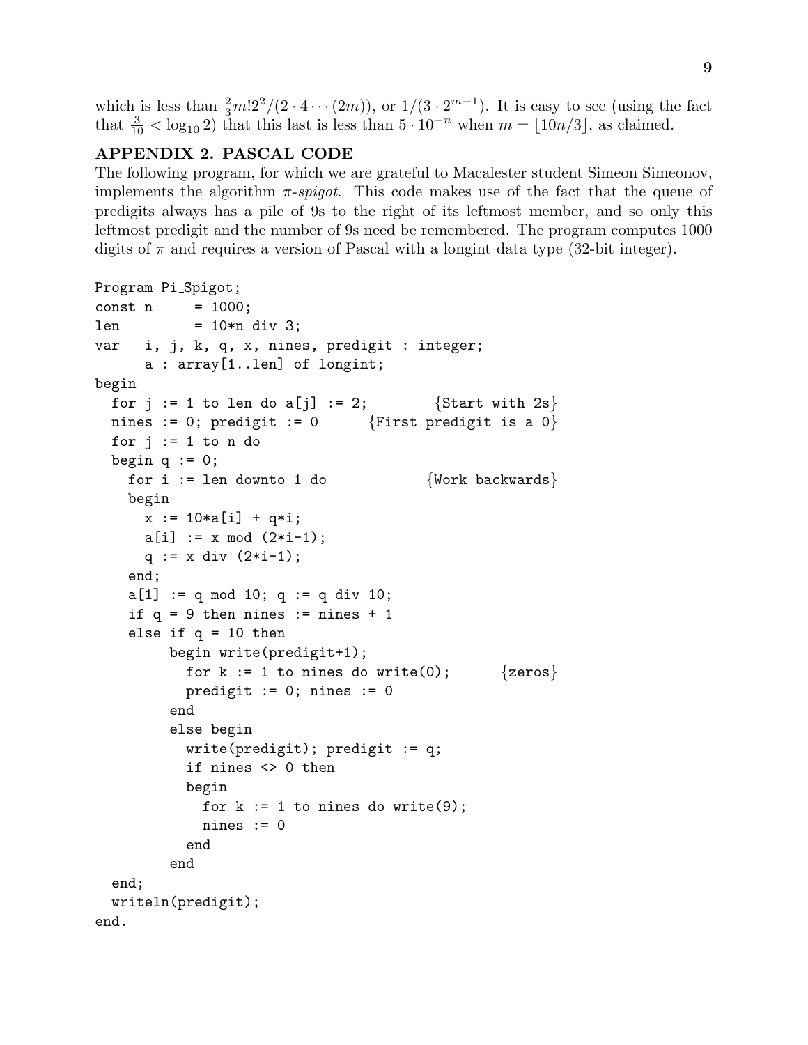which is less than $\frac{2}{3}m!2^2/(2 \cdot 4 \cdots (2m))$, or $1/(3 \cdot 2^{m-1})$. It is easy to see (using the fact that $\frac{3}{10} < \log_{10} 2$) that this last is less than $5 \cdot 10^{-n}$ when $m = \lfloor 10n/3 \rfloor$, as claimed.

## APPENDIX 2. PASCAL CODE

The following program, for which we are grateful to Macalester student Simeon Simeonov, implements the algorithm *π-spigot*. This code makes use of the fact that the queue of predigits always has a pile of 9s to the right of its leftmost member, and so only this leftmost predigit and the number of 9s need be remembered. The program computes 1000 digits of $\pi$ and requires a version of Pascal with a longint data type (32-bit integer).

```
Program Pi_Spigot;
const n     = 1000;
len         = 10*n div 3;
var   i, j, k, q, x, nines, predigit : integer;
      a : array[1..len] of longint;
begin
  for j := 1 to len do a[j] := 2;         {Start with 2s}
  nines := 0; predigit := 0      {First predigit is a 0}
  for j := 1 to n do
  begin q := 0;
    for i := len downto 1 do              {Work backwards}
    begin
      x := 10*a[i] + q*i;
      a[i] := x mod (2*i-1);
      q := x div (2*i-1);
    end;
    a[1] := q mod 10; q := q div 10;
    if q = 9 then nines := nines + 1
    else if q = 10 then
         begin write(predigit+1);
           for k := 1 to nines do write(0);       {zeros}
           predigit := 0; nines := 0
         end
         else begin
           write(predigit); predigit := q;
           if nines <> 0 then
           begin
             for k := 1 to nines do write(9);
             nines := 0
           end
         end
  end;
  writeln(predigit);
end.
```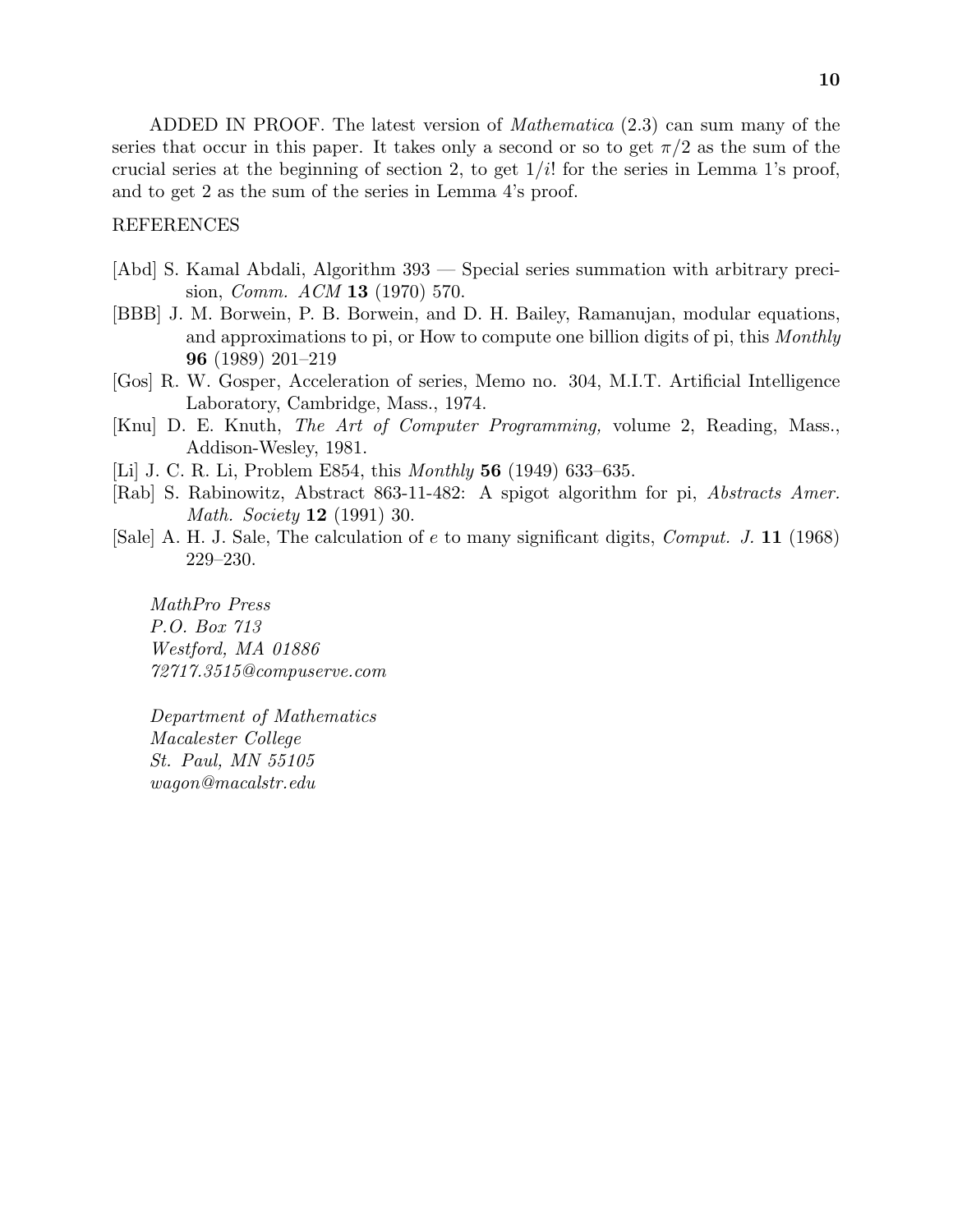ADDED IN PROOF. The latest version of *Mathematica* (2.3) can sum many of the series that occur in this paper. It takes only a second or so to get $\pi/2$ as the sum of the crucial series at the beginning of section 2, to get $1/i!$ for the series in Lemma 1's proof, and to get 2 as the sum of the series in Lemma 4's proof.

REFERENCES

[Abd] S. Kamal Abdali, Algorithm 393 — Special series summation with arbitrary precision, *Comm. ACM* **13** (1970) 570.

[BBB] J. M. Borwein, P. B. Borwein, and D. H. Bailey, Ramanujan, modular equations, and approximations to pi, or How to compute one billion digits of pi, this *Monthly* **96** (1989) 201–219

[Gos] R. W. Gosper, Acceleration of series, Memo no. 304, M.I.T. Artificial Intelligence Laboratory, Cambridge, Mass., 1974.

[Knu] D. E. Knuth, *The Art of Computer Programming,* volume 2, Reading, Mass., Addison-Wesley, 1981.

[Li] J. C. R. Li, Problem E854, this *Monthly* **56** (1949) 633–635.

[Rab] S. Rabinowitz, Abstract 863-11-482: A spigot algorithm for pi, *Abstracts Amer. Math. Society* **12** (1991) 30.

[Sale] A. H. J. Sale, The calculation of $e$ to many significant digits, *Comput. J.* **11** (1968) 229–230.

*MathPro Press*
*P.O. Box 713*
*Westford, MA 01886*
*72717.3515@compuserve.com*

*Department of Mathematics*
*Macalester College*
*St. Paul, MN 55105*
*wagon@macalstr.edu*